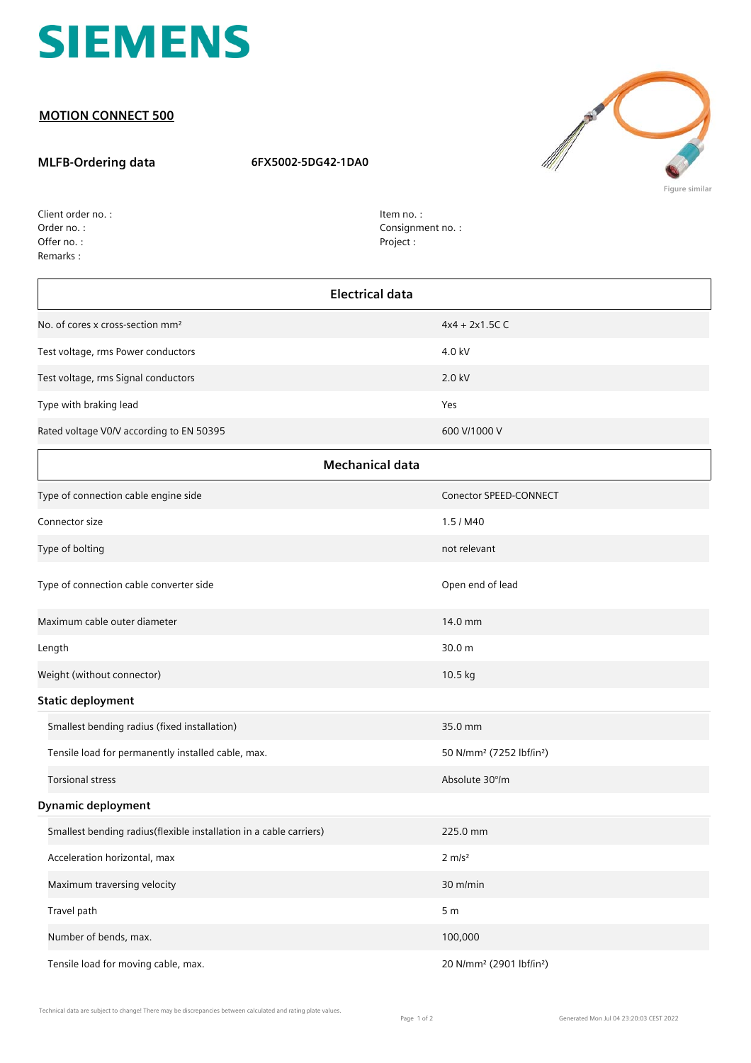# SIEMENS

## MOTION CONNECT 500

**MLFB-Ordering data** **6FX5002-5DG42-1DA0**

Figure similar

Client order no. :
Order no. :
Offer no. :
Remarks :

Item no. :
Consignment no. :
Project :

| Electrical data | |
|---|---|
| No. of cores x cross-section mm² | 4x4 + 2x1.5C C |
| Test voltage, rms Power conductors | 4.0 kV |
| Test voltage, rms Signal conductors | 2.0 kV |
| Type with braking lead | Yes |
| Rated voltage V0/V according to EN 50395 | 600 V/1000 V |

| Mechanical data | |
|---|---|
| Type of connection cable engine side | Conector SPEED-CONNECT |
| Connector size | 1.5 / M40 |
| Type of bolting | not relevant |
| Type of connection cable converter side | Open end of lead |
| Maximum cable outer diameter | 14.0 mm |
| Length | 30.0 m |
| Weight (without connector) | 10.5 kg |
| **Static deployment** | |
| Smallest bending radius (fixed installation) | 35.0 mm |
| Tensile load for permanently installed cable, max. | 50 N/mm² (7252 lbf/in²) |
| Torsional stress | Absolute 30°/m |
| **Dynamic deployment** | |
| Smallest bending radius(flexible installation in a cable carriers) | 225.0 mm |
| Acceleration horizontal, max | 2 m/s² |
| Maximum traversing velocity | 30 m/min |
| Travel path | 5 m |
| Number of bends, max. | 100,000 |
| Tensile load for moving cable, max. | 20 N/mm² (2901 lbf/in²) |

Technical data are subject to change! There may be discrepancies between calculated and rating plate values.

Generated Mon Jul 04 23:20:03 CEST 2022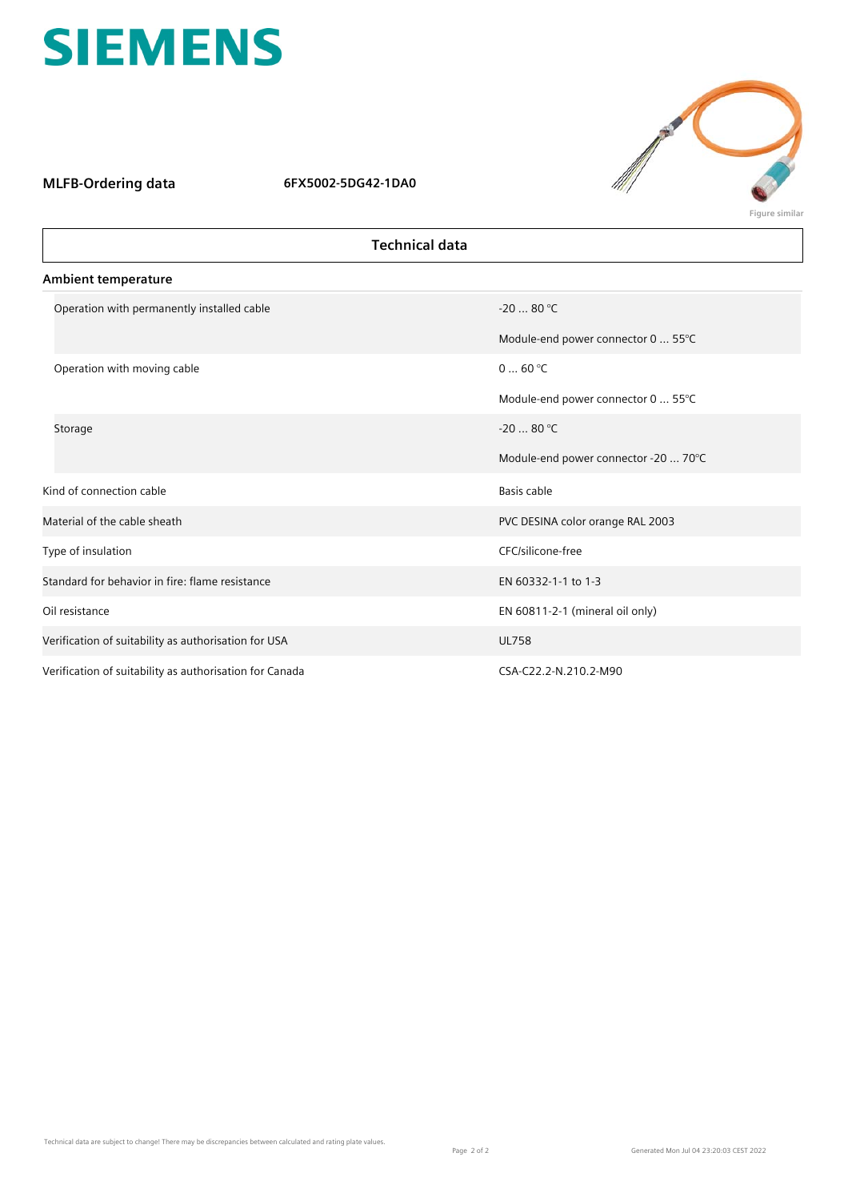**MLFB-Ordering data** **6FX5002-5DG42-1DA0**

Figure similar

## Technical data

### Ambient temperature

| | |
|---|---|
| Operation with permanently installed cable | -20 ... 80 °C |
| | Module-end power connector 0 ... 55°C |
| Operation with moving cable | 0 ... 60 °C |
| | Module-end power connector 0 ... 55°C |
| Storage | -20 ... 80 °C |
| | Module-end power connector -20 ... 70°C |
| Kind of connection cable | Basis cable |
| Material of the cable sheath | PVC DESINA color orange RAL 2003 |
| Type of insulation | CFC/silicone-free |
| Standard for behavior in fire: flame resistance | EN 60332-1-1 to 1-3 |
| Oil resistance | EN 60811-2-1 (mineral oil only) |
| Verification of suitability as authorisation for USA | UL758 |
| Verification of suitability as authorisation for Canada | CSA-C22.2-N.210.2-M90 |

Technical data are subject to change! There may be discrepancies between calculated and rating plate values.

Generated Mon Jul 04 23:20:03 CEST 2022